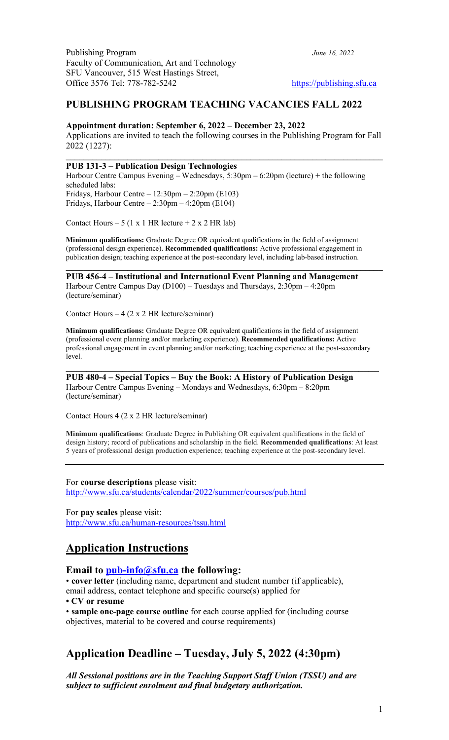Publishing Program
Faculty of Communication, Art and Technology
SFU Vancouver, 515 West Hastings Street,
Office 3576 Tel: 778-782-5242

*June 16, 2022*

https://publishing.sfu.ca

## PUBLISHING PROGRAM TEACHING VACANCIES FALL 2022

**Appointment duration: September 6, 2022 – December 23, 2022**

Applications are invited to teach the following courses in the Publishing Program for Fall 2022 (1227):

---

**PUB 131-3 – Publication Design Technologies**

Harbour Centre Campus Evening – Wednesdays, 5:30pm – 6:20pm (lecture) + the following scheduled labs:
Fridays, Harbour Centre – 12:30pm – 2:20pm (E103)
Fridays, Harbour Centre – 2:30pm – 4:20pm (E104)

Contact Hours – 5 (1 x 1 HR lecture + 2 x 2 HR lab)

**Minimum qualifications:** Graduate Degree OR equivalent qualifications in the field of assignment (professional design experience). **Recommended qualifications:** Active professional engagement in publication design; teaching experience at the post-secondary level, including lab-based instruction.

---

**PUB 456-4 – Institutional and International Event Planning and Management**

Harbour Centre Campus Day (D100) – Tuesdays and Thursdays, 2:30pm – 4:20pm (lecture/seminar)

Contact Hours – 4 (2 x 2 HR lecture/seminar)

**Minimum qualifications:** Graduate Degree OR equivalent qualifications in the field of assignment (professional event planning and/or marketing experience). **Recommended qualifications:** Active professional engagement in event planning and/or marketing; teaching experience at the post-secondary level.

---

**PUB 480-4 – Special Topics – Buy the Book: A History of Publication Design**

Harbour Centre Campus Evening – Mondays and Wednesdays, 6:30pm – 8:20pm (lecture/seminar)

Contact Hours 4 (2 x 2 HR lecture/seminar)

**Minimum qualifications**: Graduate Degree in Publishing OR equivalent qualifications in the field of design history; record of publications and scholarship in the field. **Recommended qualifications**: At least 5 years of professional design production experience; teaching experience at the post-secondary level.

---

For **course descriptions** please visit:
http://www.sfu.ca/students/calendar/2022/summer/courses/pub.html

For **pay scales** please visit:
http://www.sfu.ca/human-resources/tssu.html

## Application Instructions

### Email to pub-info@sfu.ca the following:

- **cover letter** (including name, department and student number (if applicable), email address, contact telephone and specific course(s) applied for
- **CV or resume**
- **sample one-page course outline** for each course applied for (including course objectives, material to be covered and course requirements)

## Application Deadline – Tuesday, July 5, 2022 (4:30pm)

***All Sessional positions are in the Teaching Support Staff Union (TSSU) and are subject to sufficient enrolment and final budgetary authorization.***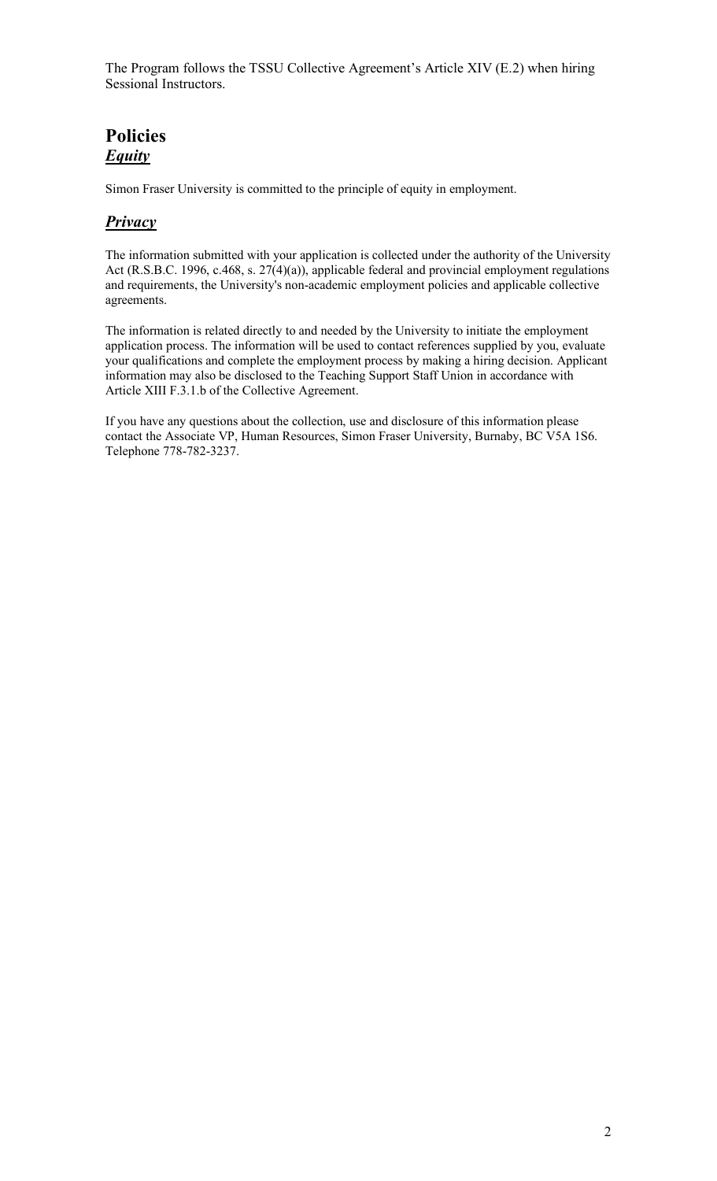The Program follows the TSSU Collective Agreement's Article XIV (E.2) when hiring Sessional Instructors.

## Policies

### ***Equity***

Simon Fraser University is committed to the principle of equity in employment.

### ***Privacy***

The information submitted with your application is collected under the authority of the University Act (R.S.B.C. 1996, c.468, s. 27(4)(a)), applicable federal and provincial employment regulations and requirements, the University's non-academic employment policies and applicable collective agreements.

The information is related directly to and needed by the University to initiate the employment application process. The information will be used to contact references supplied by you, evaluate your qualifications and complete the employment process by making a hiring decision. Applicant information may also be disclosed to the Teaching Support Staff Union in accordance with Article XIII F.3.1.b of the Collective Agreement.

If you have any questions about the collection, use and disclosure of this information please contact the Associate VP, Human Resources, Simon Fraser University, Burnaby, BC V5A 1S6. Telephone 778-782-3237.